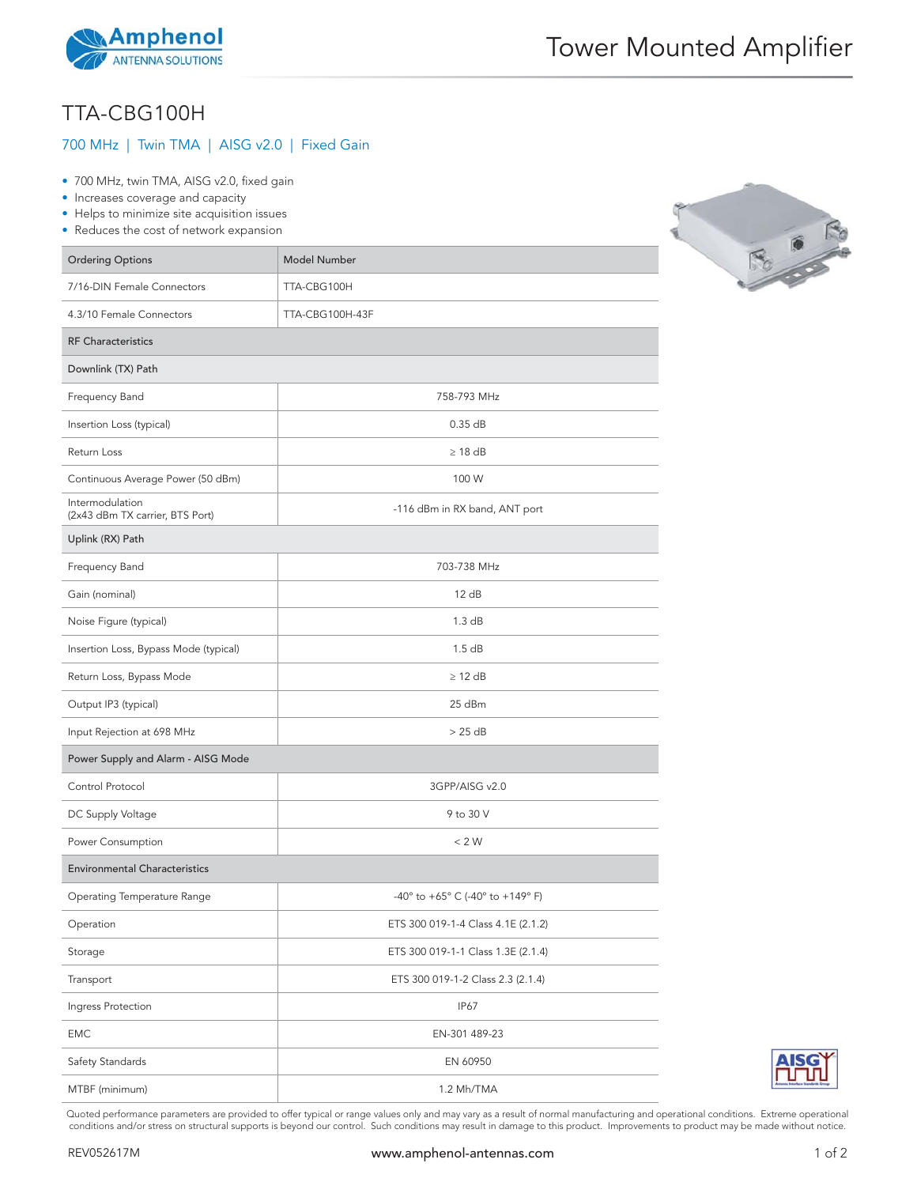# TTA-CBG100H

## 700 MHz | Twin TMA | AISG v2.0 | Fixed Gain

- 700 MHz, twin TMA, AISG v2.0, fixed gain
- Increases coverage and capacity
- Helps to minimize site acquisition issues
- Reduces the cost of network expansion

| Ordering Options | Model Number |
|---|---|
| 7/16-DIN Female Connectors | TTA-CBG100H |
| 4.3/10 Female Connectors | TTA-CBG100H-43F |
| **RF Characteristics** | |
| **Downlink (TX) Path** | |
| Frequency Band | 758-793 MHz |
| Insertion Loss (typical) | 0.35 dB |
| Return Loss | ≥ 18 dB |
| Continuous Average Power (50 dBm) | 100 W |
| Intermodulation (2x43 dBm TX carrier, BTS Port) | -116 dBm in RX band, ANT port |
| **Uplink (RX) Path** | |
| Frequency Band | 703-738 MHz |
| Gain (nominal) | 12 dB |
| Noise Figure (typical) | 1.3 dB |
| Insertion Loss, Bypass Mode (typical) | 1.5 dB |
| Return Loss, Bypass Mode | ≥ 12 dB |
| Output IP3 (typical) | 25 dBm |
| Input Rejection at 698 MHz | > 25 dB |
| **Power Supply and Alarm - AISG Mode** | |
| Control Protocol | 3GPP/AISG v2.0 |
| DC Supply Voltage | 9 to 30 V |
| Power Consumption | < 2 W |
| **Environmental Characteristics** | |
| Operating Temperature Range | -40° to +65° C (-40° to +149° F) |
| Operation | ETS 300 019-1-4 Class 4.1E (2.1.2) |
| Storage | ETS 300 019-1-1 Class 1.3E (2.1.4) |
| Transport | ETS 300 019-1-2 Class 2.3 (2.1.4) |
| Ingress Protection | IP67 |
| EMC | EN-301 489-23 |
| Safety Standards | EN 60950 |
| MTBF (minimum) | 1.2 Mh/TMA |

Quoted performance parameters are provided to offer typical or range values only and may vary as a result of normal manufacturing and operational conditions. Extreme operational conditions and/or stress on structural supports is beyond our control. Such conditions may result in damage to this product. Improvements to product may be made without notice.

REV052617M

www.amphenol-antennas.com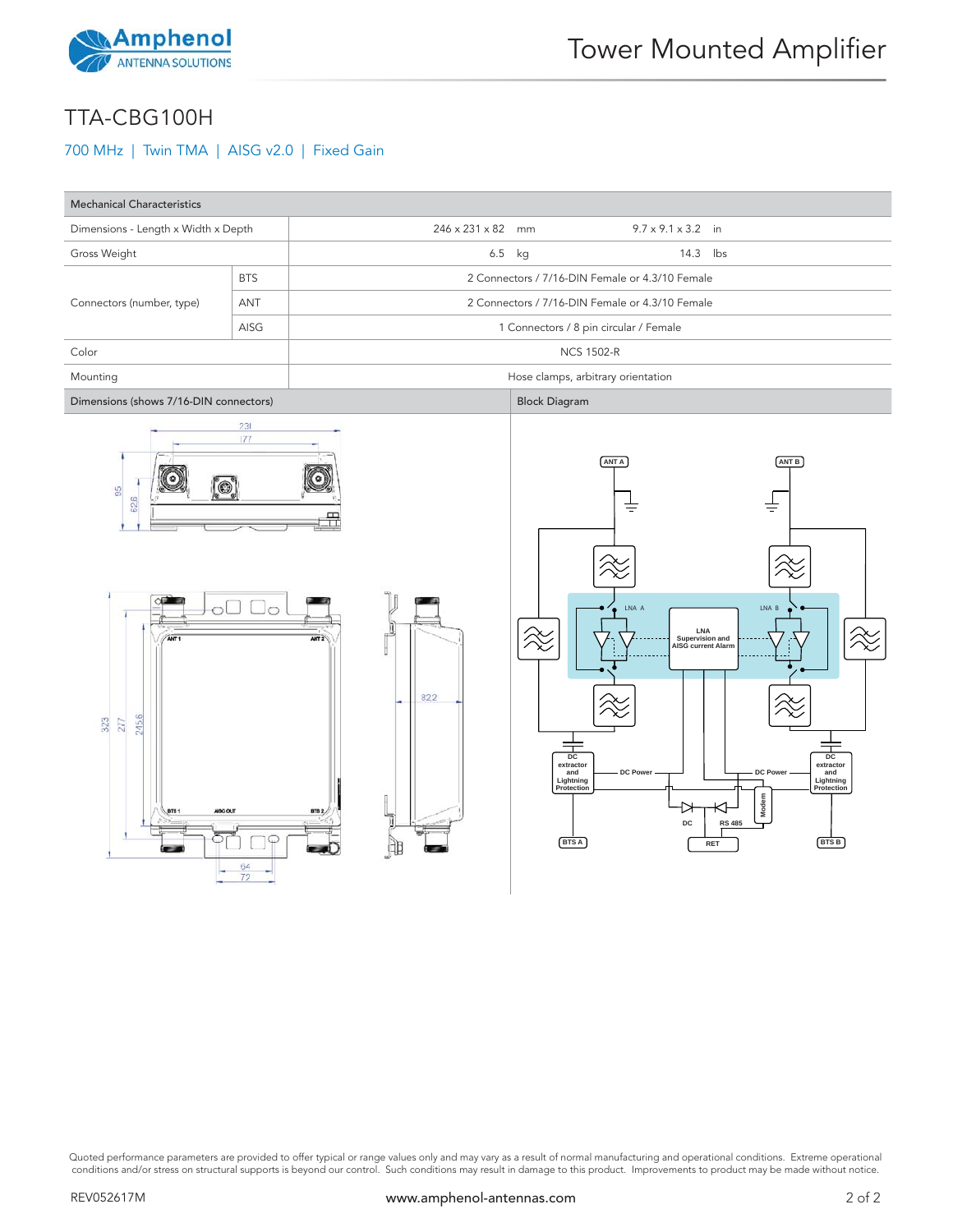# TTA-CBG100H

700 MHz | Twin TMA | AISG v2.0 | Fixed Gain

| Mechanical Characteristics | | | |
|---|---|---|---|
| Dimensions - Length x Width x Depth | | 246 x 231 x 82 mm | 9.7 x 9.1 x 3.2 in |
| Gross Weight | | 6.5 kg | 14.3 lbs |
| Connectors (number, type) | BTS | 2 Connectors / 7/16-DIN Female or 4.3/10 Female | |
| | ANT | 2 Connectors / 7/16-DIN Female or 4.3/10 Female | |
| | AISG | 1 Connectors / 8 pin circular / Female | |
| Color | | NCS 1502-R | |
| Mounting | | Hose clamps, arbitrary orientation | |

## Dimensions (shows 7/16-DIN connectors)

231
177
95
62.6
323
277
245.6
82.2
64
72
ANT 1
ANT 2
BTS 1
AISG OUT
BTS 2

## Block Diagram

ANT A
ANT B
LNA A
LNA B
LNA Supervision and AISG current Alarm
DC extractor and Lightning Protection
DC Power
Modem
DC
RS 485
BTS A
RET
BTS B

Quoted performance parameters are provided to offer typical or range values only and may vary as a result of normal manufacturing and operational conditions. Extreme operational conditions and/or stress on structural supports is beyond our control. Such conditions may result in damage to this product. Improvements to product may be made without notice.

REV052617M

www.amphenol-antennas.com